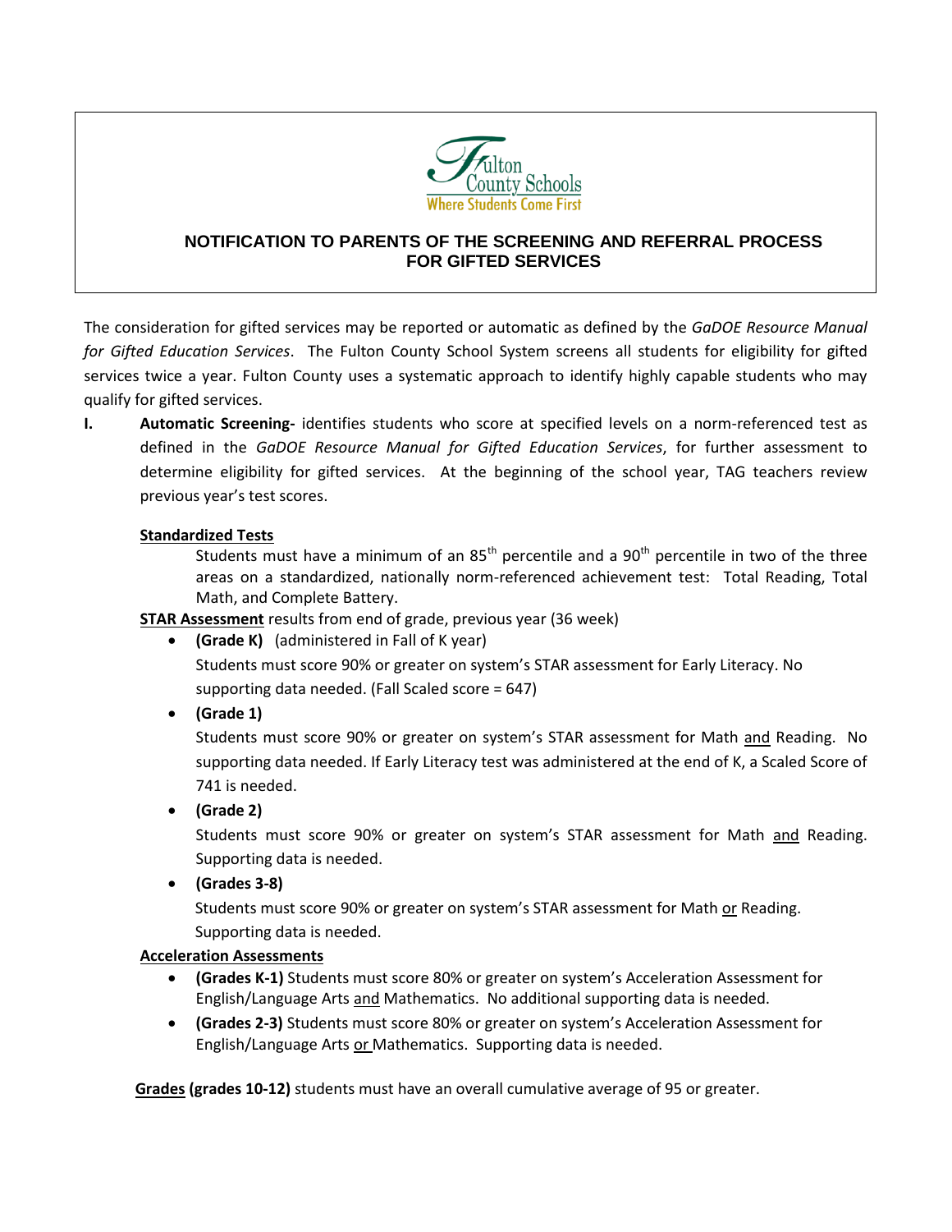Fulton County Schools
Where Students Come First

# NOTIFICATION TO PARENTS OF THE SCREENING AND REFERRAL PROCESS FOR GIFTED SERVICES

The consideration for gifted services may be reported or automatic as defined by the *GaDOE Resource Manual for Gifted Education Services*. The Fulton County School System screens all students for eligibility for gifted services twice a year. Fulton County uses a systematic approach to identify highly capable students who may qualify for gifted services.

**I. Automatic Screening-** identifies students who score at specified levels on a norm-referenced test as defined in the *GaDOE Resource Manual for Gifted Education Services*, for further assessment to determine eligibility for gifted services. At the beginning of the school year, TAG teachers review previous year's test scores.

**Standardized Tests**

Students must have a minimum of an 85th percentile and a 90th percentile in two of the three areas on a standardized, nationally norm-referenced achievement test: Total Reading, Total Math, and Complete Battery.

**STAR Assessment** results from end of grade, previous year (36 week)

- **(Grade K)** (administered in Fall of K year)
  Students must score 90% or greater on system's STAR assessment for Early Literacy. No supporting data needed. (Fall Scaled score = 647)
- **(Grade 1)**
  Students must score 90% or greater on system's STAR assessment for Math and Reading. No supporting data needed. If Early Literacy test was administered at the end of K, a Scaled Score of 741 is needed.
- **(Grade 2)**
  Students must score 90% or greater on system's STAR assessment for Math and Reading. Supporting data is needed.
- **(Grades 3-8)**
  Students must score 90% or greater on system's STAR assessment for Math or Reading. Supporting data is needed.

**Acceleration Assessments**

- **(Grades K-1)** Students must score 80% or greater on system's Acceleration Assessment for English/Language Arts and Mathematics. No additional supporting data is needed.
- **(Grades 2-3)** Students must score 80% or greater on system's Acceleration Assessment for English/Language Arts or Mathematics. Supporting data is needed.

**Grades (grades 10-12)** students must have an overall cumulative average of 95 or greater.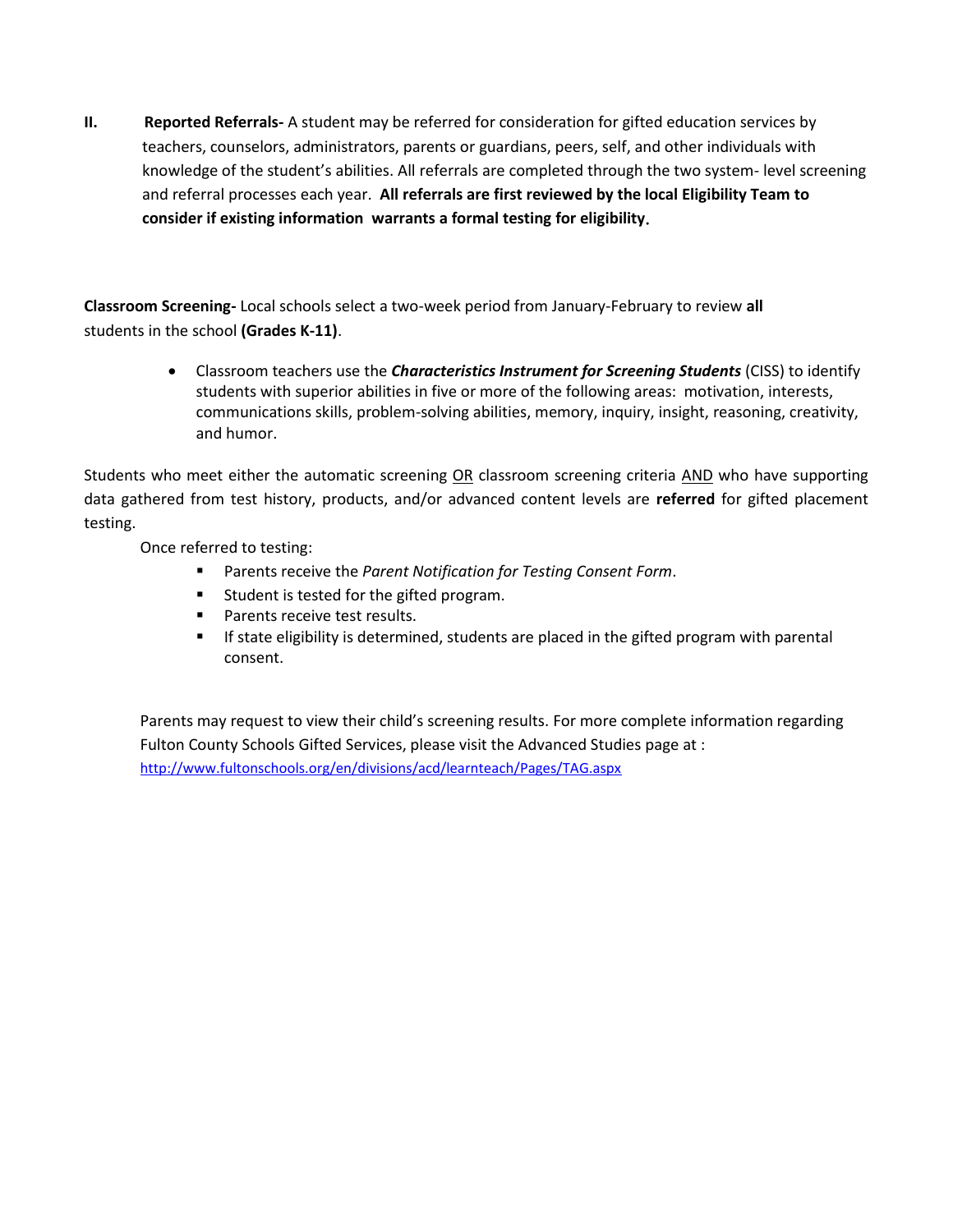**II. Reported Referrals-** A student may be referred for consideration for gifted education services by teachers, counselors, administrators, parents or guardians, peers, self, and other individuals with knowledge of the student's abilities. All referrals are completed through the two system- level screening and referral processes each year. **All referrals are first reviewed by the local Eligibility Team to consider if existing information warrants a formal testing for eligibility.**

**Classroom Screening-** Local schools select a two-week period from January-February to review **all** students in the school **(Grades K-11)**.

- Classroom teachers use the ***Characteristics Instrument for Screening Students*** (CISS) to identify students with superior abilities in five or more of the following areas: motivation, interests, communications skills, problem-solving abilities, memory, inquiry, insight, reasoning, creativity, and humor.

Students who meet either the automatic screening <u>OR</u> classroom screening criteria <u>AND</u> who have supporting data gathered from test history, products, and/or advanced content levels are **referred** for gifted placement testing.

Once referred to testing:

- Parents receive the *Parent Notification for Testing Consent Form*.
- Student is tested for the gifted program.
- Parents receive test results.
- If state eligibility is determined, students are placed in the gifted program with parental consent.

Parents may request to view their child's screening results. For more complete information regarding Fulton County Schools Gifted Services, please visit the Advanced Studies page at : http://www.fultonschools.org/en/divisions/acd/learnteach/Pages/TAG.aspx